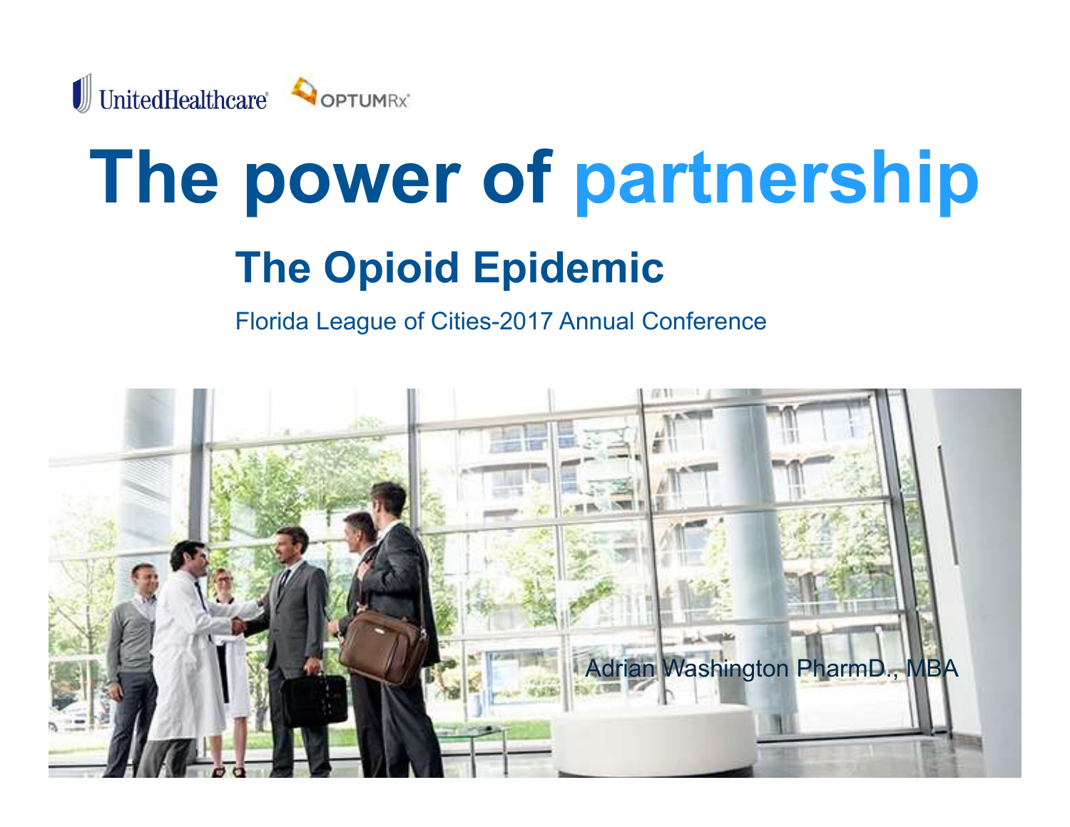UnitedHealthcare OPTUMRx

# The power of partnership

## The Opioid Epidemic

Florida League of Cities-2017 Annual Conference

Adrian Washington PharmD., MBA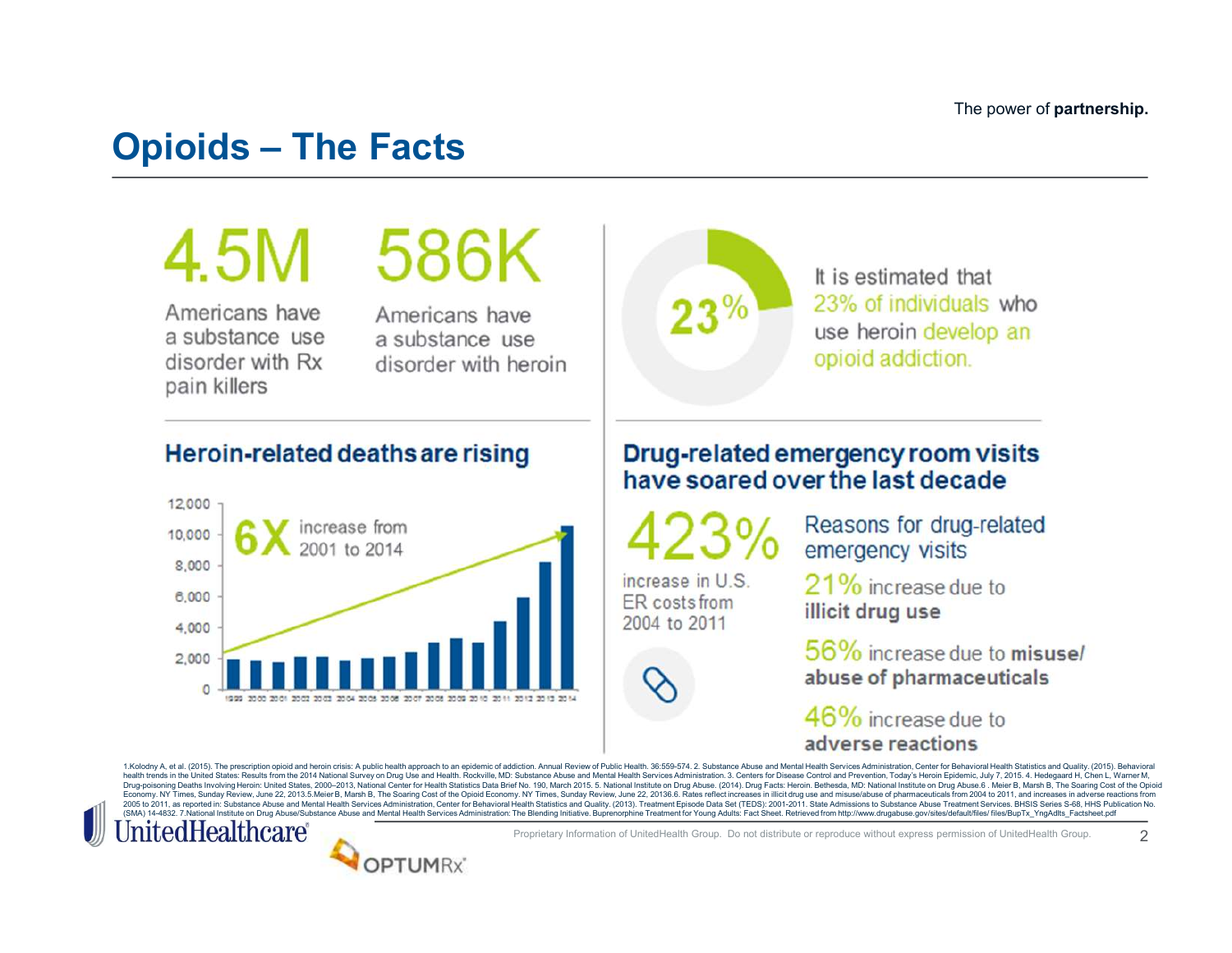# Opioids – The Facts

**4.5M**

Americans have a substance use disorder with Rx pain killers

**586K**

Americans have a substance use disorder with heroin

**23%**

It is estimated that 23% of individuals who use heroin develop an opioid addiction.

## Heroin-related deaths are rising

**6X** increase from 2001 to 2014

| Year | 1999 | 2000 | 2001 | 2002 | 2003 | 2004 | 2005 | 2006 | 2007 | 2008 | 2009 | 2010 | 2011 | 2012 | 2013 | 2014 |
|---|---|---|---|---|---|---|---|---|---|---|---|---|---|---|---|---|

## Drug-related emergency room visits have soared over the last decade

**423%** increase in U.S. ER costs from 2004 to 2011

Reasons for drug-related emergency visits

- **21%** increase due to **illicit drug use**
- **56%** increase due to **misuse/abuse of pharmaceuticals**
- **46%** increase due to **adverse reactions**

1.Kolodny A, et al. (2015). The prescription opioid and heroin crisis: A public health approach to an epidemic of addiction. Annual Review of Public Health. 36:559-574. 2. Substance Abuse and Mental Health Services Administration, Center for Behavioral Health Statistics and Quality. (2015). Behavioral health trends in the United States: Results from the 2014 National Survey on Drug Use and Health. Rockville, MD: Substance Abuse and Mental Health Services Administration. 3. Centers for Disease Control and Prevention, Today's Heroin Epidemic, July 7, 2015. 4. Hedegaard H, Chen L, Warner M, Drug-poisoning Deaths Involving Heroin: United States, 2000–2013, National Center for Health Statistics Data Brief No. 190, March 2015. 5. National Institute on Drug Abuse. (2014). Drug Facts: Heroin. Bethesda, MD: National Institute on Drug Abuse.6 . Meier B, Marsh B, The Soaring Cost of the Opioid Economy. NY Times, Sunday Review, June 22, 2013.5.Meier B, Marsh B, The Soaring Cost of the Opioid Economy. NY Times, Sunday Review, June 22, 20136.6. Rates reflect increases in illicit drug use and misuse/abuse of pharmaceuticals from 2004 to 2011, and increases in adverse reactions from 2005 to 2011, as reported in: Substance Abuse and Mental Health Services Administration, Center for Behavioral Health Statistics and Quality. (2013). Treatment Episode Data Set (TEDS): 2001-2011. State Admissions to Substance Abuse Treatment Services. BHSIS Series S-68, HHS Publication No. (SMA) 14-4832. 7.National Institute on Drug Abuse/Substance Abuse and Mental Health Services Administration: The Blending Initiative. Buprenorphine Treatment for Young Adults: Fact Sheet. Retrieved from http://www.drugabuse.gov/sites/default/files/ files/BupTx_YngAdlts_Factsheet.pdf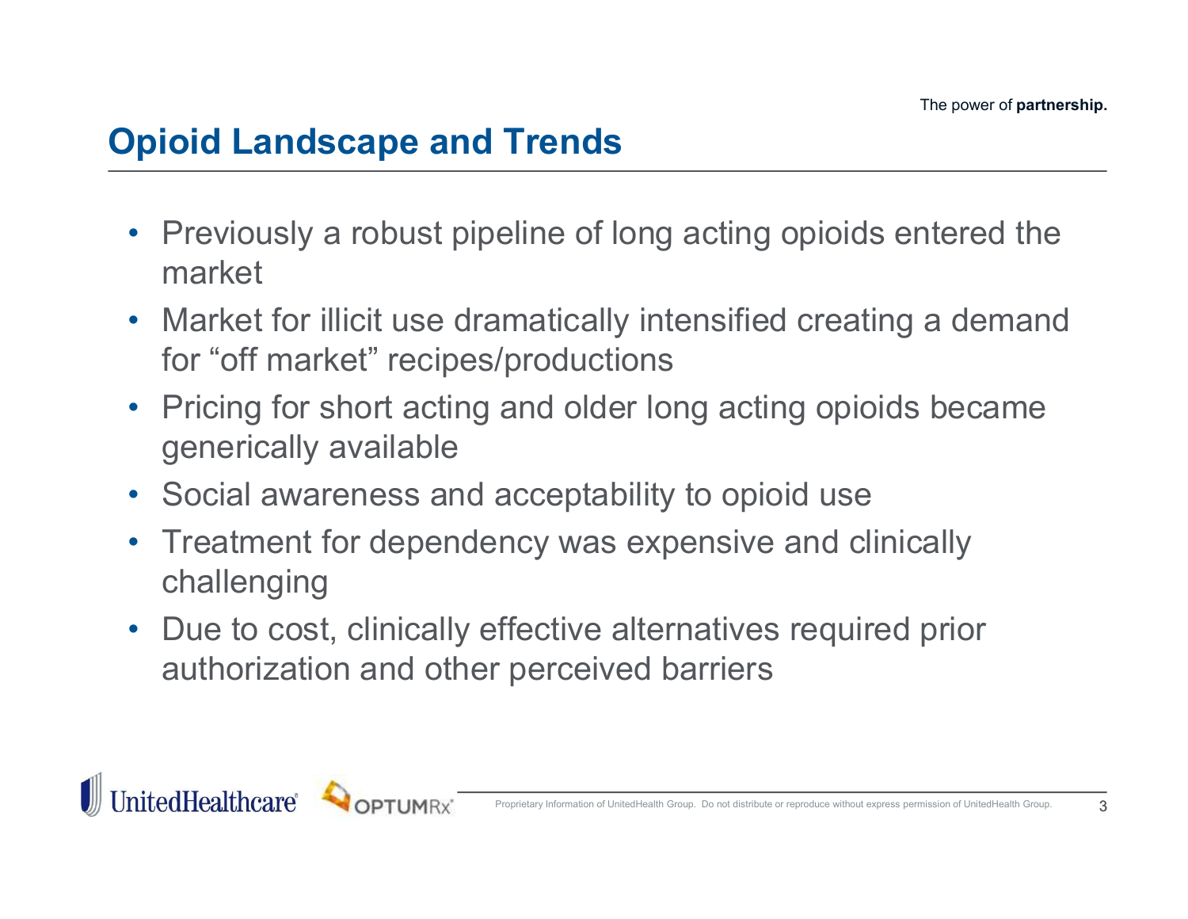## Opioid Landscape and Trends

- Previously a robust pipeline of long acting opioids entered the market
- Market for illicit use dramatically intensified creating a demand for “off market” recipes/productions
- Pricing for short acting and older long acting opioids became generically available
- Social awareness and acceptability to opioid use
- Treatment for dependency was expensive and clinically challenging
- Due to cost, clinically effective alternatives required prior authorization and other perceived barriers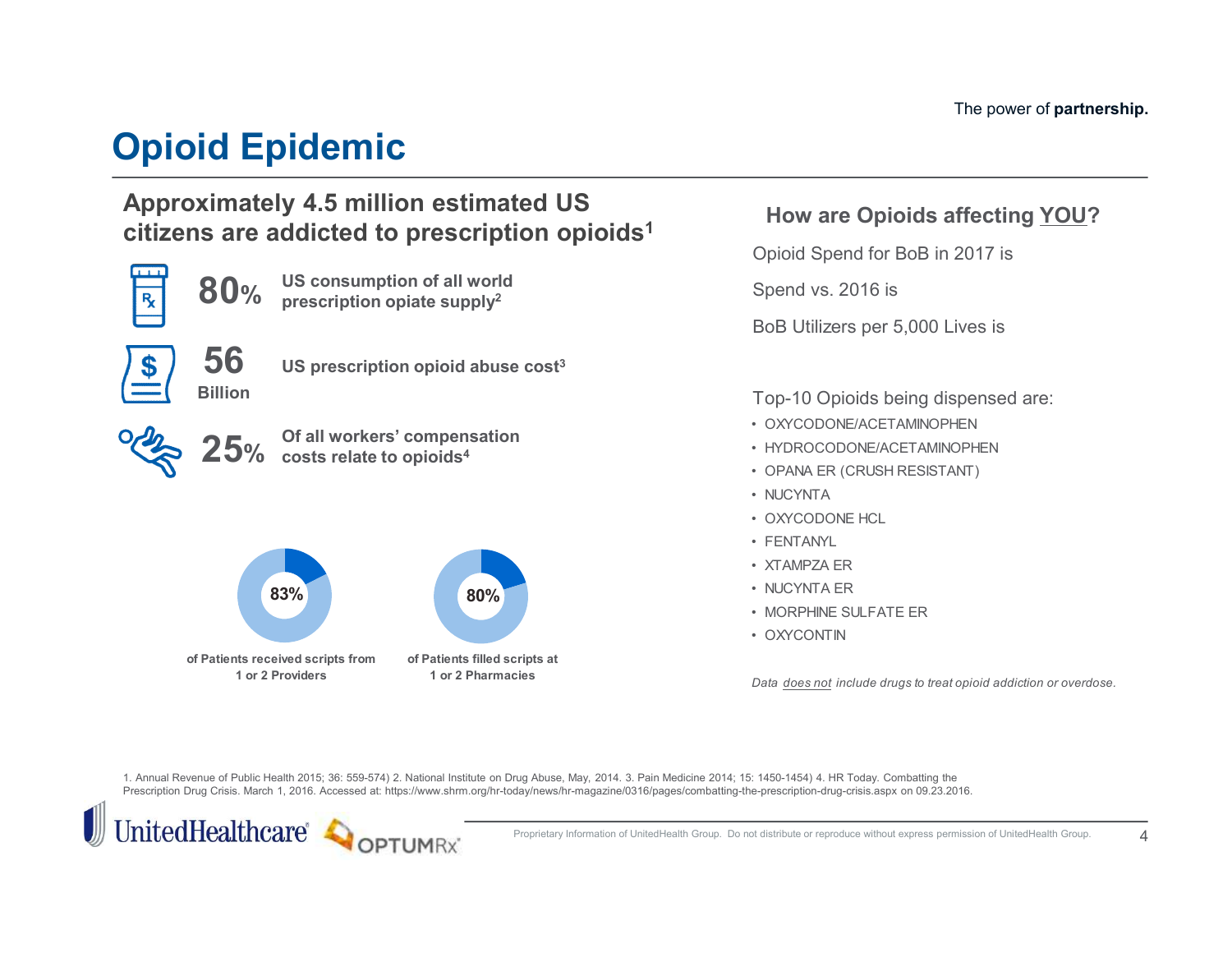# Opioid Epidemic

## Approximately 4.5 million estimated US citizens are addicted to prescription opioids[1]

**80%** — **US consumption of all world prescription opiate supply[2]**

**56 Billion** — **US prescription opioid abuse cost[3]**

**25%** — **Of all workers' compensation costs relate to opioids[4]**

**83%** — **of Patients received scripts from 1 or 2 Providers**

**80%** — **of Patients filled scripts at 1 or 2 Pharmacies**

## How are Opioids affecting YOU?

Opioid Spend for BoB in 2017 is

Spend vs. 2016 is

BoB Utilizers per 5,000 Lives is

Top-10 Opioids being dispensed are:

- OXYCODONE/ACETAMINOPHEN
- HYDROCODONE/ACETAMINOPHEN
- OPANA ER (CRUSH RESISTANT)
- NUCYNTA
- OXYCODONE HCL
- FENTANYL
- XTAMPZA ER
- NUCYNTA ER
- MORPHINE SULFATE ER
- OXYCONTIN

*Data does not include drugs to treat opioid addiction or overdose.*

1. Annual Revenue of Public Health 2015; 36: 559-574) 2. National Institute on Drug Abuse, May, 2014. 3. Pain Medicine 2014; 15: 1450-1454) 4. HR Today. Combatting the Prescription Drug Crisis. March 1, 2016. Accessed at: https://www.shrm.org/hr-today/news/hr-magazine/0316/pages/combatting-the-prescription-drug-crisis.aspx on 09.23.2016.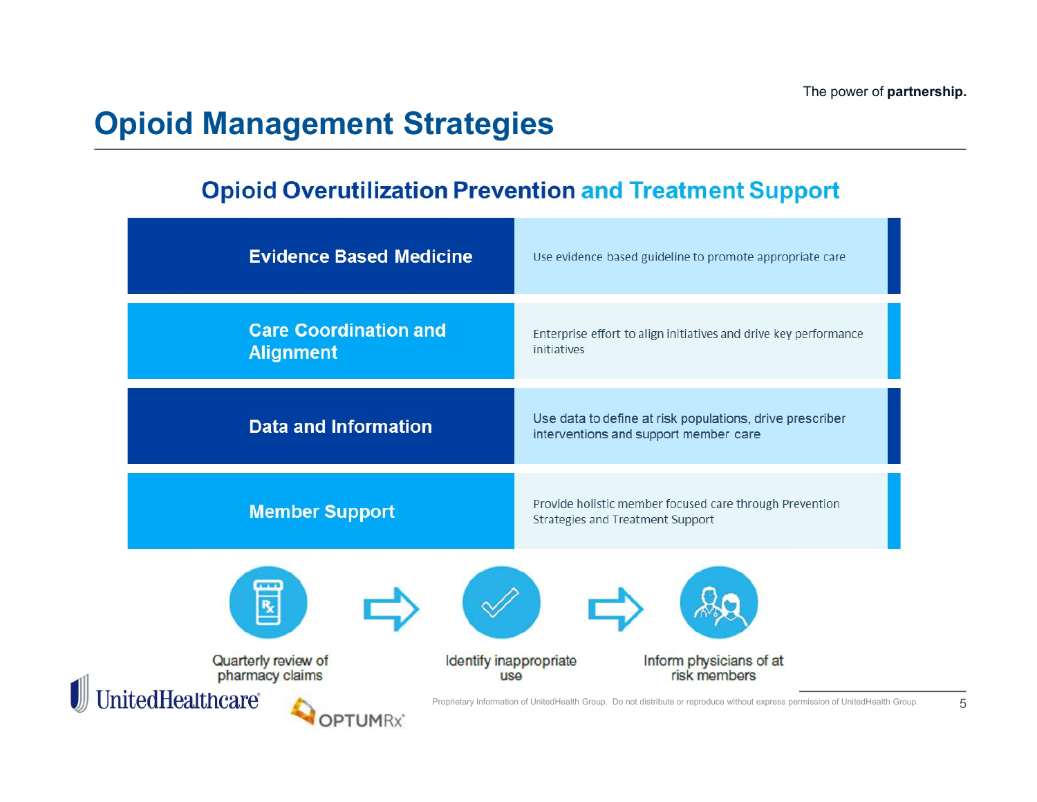# Opioid Management Strategies

## Opioid Overutilization Prevention and Treatment Support

| Strategy | Description |
| --- | --- |
| Evidence Based Medicine | Use evidence based guideline to promote appropriate care |
| Care Coordination and Alignment | Enterprise effort to align initiatives and drive key performance initiatives |
| Data and Information | Use data to define at risk populations, drive prescriber interventions and support member care |
| Member Support | Provide holistic member focused care through Prevention Strategies and Treatment Support |

Quarterly review of pharmacy claims → Identify inappropriate use → Inform physicians of at risk members

Proprietary Information of UnitedHealth Group. Do not distribute or reproduce without express permission of UnitedHealth Group.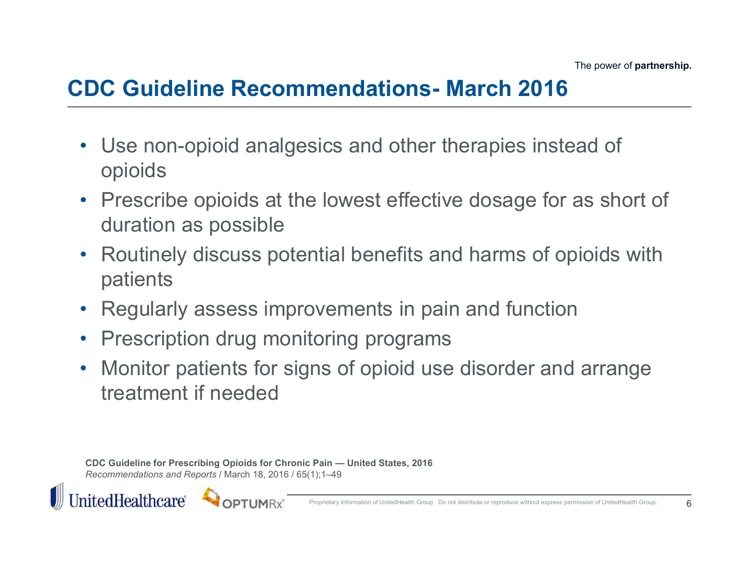# CDC Guideline Recommendations- March 2016

- Use non-opioid analgesics and other therapies instead of opioids
- Prescribe opioids at the lowest effective dosage for as short of duration as possible
- Routinely discuss potential benefits and harms of opioids with patients
- Regularly assess improvements in pain and function
- Prescription drug monitoring programs
- Monitor patients for signs of opioid use disorder and arrange treatment if needed

**CDC Guideline for Prescribing Opioids for Chronic Pain — United States, 2016**
*Recommendations and Reports* / March 18, 2016 / 65(1);1–49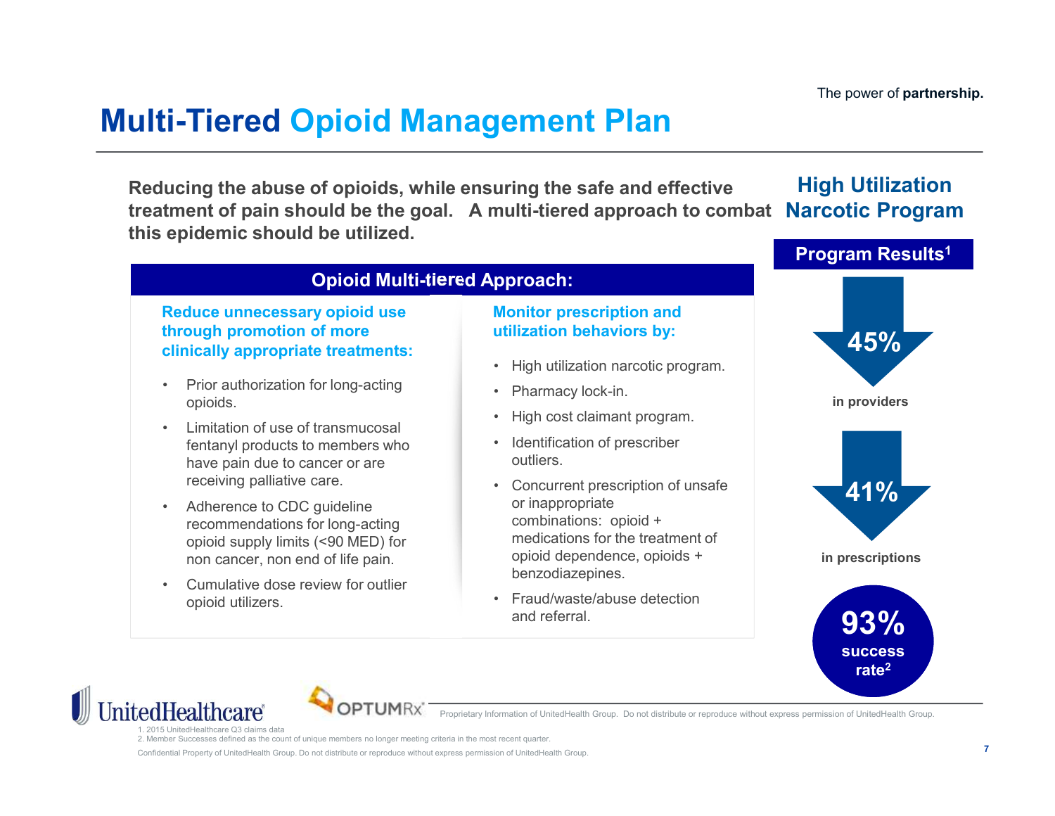# Multi-Tiered Opioid Management Plan

**Reducing the abuse of opioids, while ensuring the safe and effective treatment of pain should be the goal. A multi-tiered approach to combat this epidemic should be utilized.**

## Opioid Multi-tiered Approach:

### Reduce unnecessary opioid use through promotion of more clinically appropriate treatments:

- Prior authorization for long-acting opioids.
- Limitation of use of transmucosal fentanyl products to members who have pain due to cancer or are receiving palliative care.
- Adherence to CDC guideline recommendations for long-acting opioid supply limits (<90 MED) for non cancer, non end of life pain.
- Cumulative dose review for outlier opioid utilizers.

### Monitor prescription and utilization behaviors by:

- High utilization narcotic program.
- Pharmacy lock-in.
- High cost claimant program.
- Identification of prescriber outliers.
- Concurrent prescription of unsafe or inappropriate combinations: opioid + medications for the treatment of opioid dependence, opioids + benzodiazepines.
- Fraud/waste/abuse detection and referral.

## High Utilization Narcotic Program

### Program Results[1]

- **45%** in providers
- **41%** in prescriptions
- **93%** success rate[2]

1. 2015 UnitedHealthcare Q3 claims data
2. Member Successes defined as the count of unique members no longer meeting criteria in the most recent quarter.